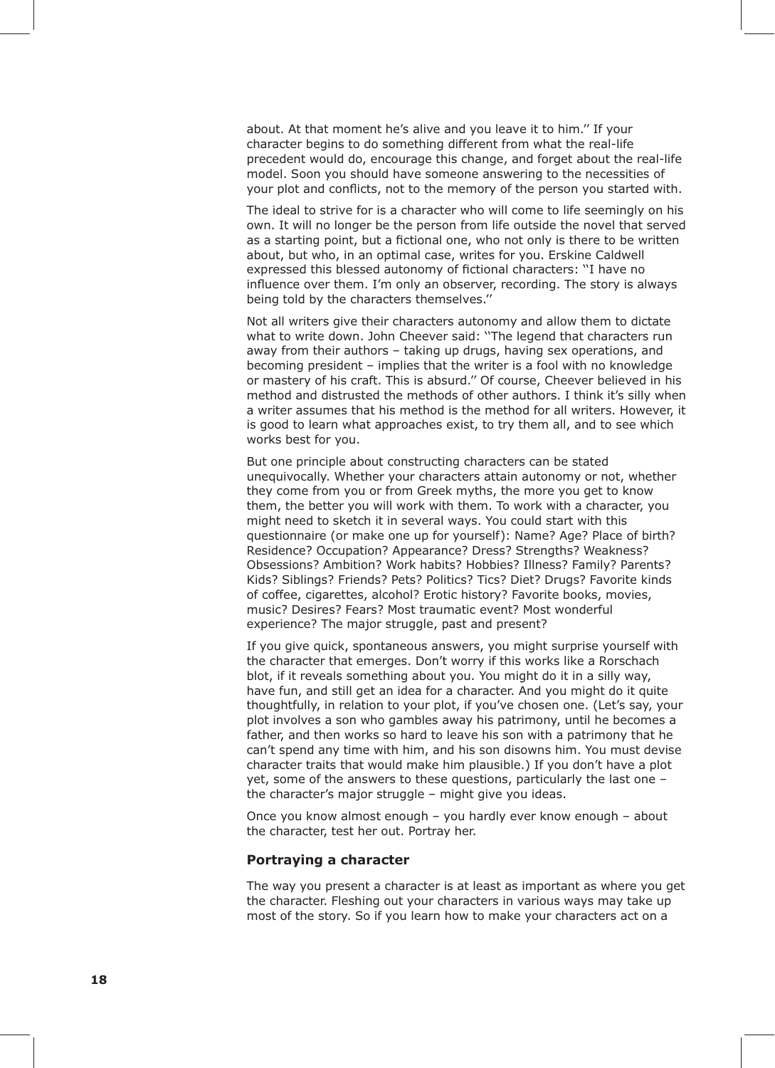about. At that moment he's alive and you leave it to him.'' If your character begins to do something different from what the real-life precedent would do, encourage this change, and forget about the real-life model. Soon you should have someone answering to the necessities of your plot and conflicts, not to the memory of the person you started with.

The ideal to strive for is a character who will come to life seemingly on his own. It will no longer be the person from life outside the novel that served as a starting point, but a fictional one, who not only is there to be written about, but who, in an optimal case, writes for you. Erskine Caldwell expressed this blessed autonomy of fictional characters: ''I have no influence over them. I'm only an observer, recording. The story is always being told by the characters themselves.''

Not all writers give their characters autonomy and allow them to dictate what to write down. John Cheever said: ''The legend that characters run away from their authors – taking up drugs, having sex operations, and becoming president – implies that the writer is a fool with no knowledge or mastery of his craft. This is absurd.'' Of course, Cheever believed in his method and distrusted the methods of other authors. I think it's silly when a writer assumes that his method is the method for all writers. However, it is good to learn what approaches exist, to try them all, and to see which works best for you.

But one principle about constructing characters can be stated unequivocally. Whether your characters attain autonomy or not, whether they come from you or from Greek myths, the more you get to know them, the better you will work with them. To work with a character, you might need to sketch it in several ways. You could start with this questionnaire (or make one up for yourself): Name? Age? Place of birth? Residence? Occupation? Appearance? Dress? Strengths? Weakness? Obsessions? Ambition? Work habits? Hobbies? Illness? Family? Parents? Kids? Siblings? Friends? Pets? Politics? Tics? Diet? Drugs? Favorite kinds of coffee, cigarettes, alcohol? Erotic history? Favorite books, movies, music? Desires? Fears? Most traumatic event? Most wonderful experience? The major struggle, past and present?

If you give quick, spontaneous answers, you might surprise yourself with the character that emerges. Don't worry if this works like a Rorschach blot, if it reveals something about you. You might do it in a silly way, have fun, and still get an idea for a character. And you might do it quite thoughtfully, in relation to your plot, if you've chosen one. (Let's say, your plot involves a son who gambles away his patrimony, until he becomes a father, and then works so hard to leave his son with a patrimony that he can't spend any time with him, and his son disowns him. You must devise character traits that would make him plausible.) If you don't have a plot yet, some of the answers to these questions, particularly the last one – the character's major struggle – might give you ideas.

Once you know almost enough – you hardly ever know enough – about the character, test her out. Portray her.

### Portraying a character

The way you present a character is at least as important as where you get the character. Fleshing out your characters in various ways may take up most of the story. So if you learn how to make your characters act on a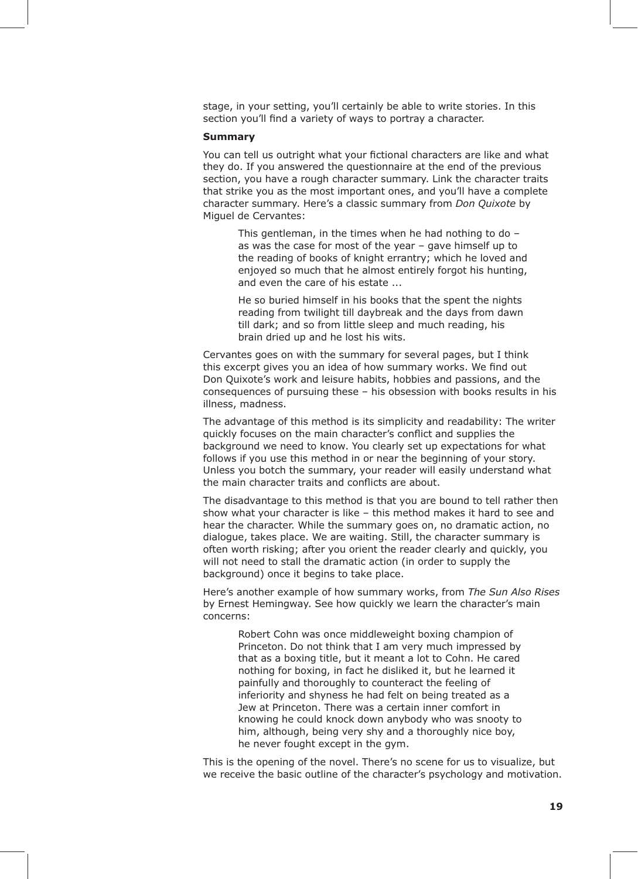stage, in your setting, you'll certainly be able to write stories. In this section you'll find a variety of ways to portray a character.

**Summary**

You can tell us outright what your fictional characters are like and what they do. If you answered the questionnaire at the end of the previous section, you have a rough character summary. Link the character traits that strike you as the most important ones, and you'll have a complete character summary. Here's a classic summary from *Don Quixote* by Miguel de Cervantes:

> This gentleman, in the times when he had nothing to do – as was the case for most of the year – gave himself up to the reading of books of knight errantry; which he loved and enjoyed so much that he almost entirely forgot his hunting, and even the care of his estate ...
>
> He so buried himself in his books that the spent the nights reading from twilight till daybreak and the days from dawn till dark; and so from little sleep and much reading, his brain dried up and he lost his wits.

Cervantes goes on with the summary for several pages, but I think this excerpt gives you an idea of how summary works. We find out Don Quixote's work and leisure habits, hobbies and passions, and the consequences of pursuing these – his obsession with books results in his illness, madness.

The advantage of this method is its simplicity and readability: The writer quickly focuses on the main character's conflict and supplies the background we need to know. You clearly set up expectations for what follows if you use this method in or near the beginning of your story. Unless you botch the summary, your reader will easily understand what the main character traits and conflicts are about.

The disadvantage to this method is that you are bound to tell rather then show what your character is like – this method makes it hard to see and hear the character. While the summary goes on, no dramatic action, no dialogue, takes place. We are waiting. Still, the character summary is often worth risking; after you orient the reader clearly and quickly, you will not need to stall the dramatic action (in order to supply the background) once it begins to take place.

Here's another example of how summary works, from *The Sun Also Rises* by Ernest Hemingway. See how quickly we learn the character's main concerns:

> Robert Cohn was once middleweight boxing champion of Princeton. Do not think that I am very much impressed by that as a boxing title, but it meant a lot to Cohn. He cared nothing for boxing, in fact he disliked it, but he learned it painfully and thoroughly to counteract the feeling of inferiority and shyness he had felt on being treated as a Jew at Princeton. There was a certain inner comfort in knowing he could knock down anybody who was snooty to him, although, being very shy and a thoroughly nice boy, he never fought except in the gym.

This is the opening of the novel. There's no scene for us to visualize, but we receive the basic outline of the character's psychology and motivation.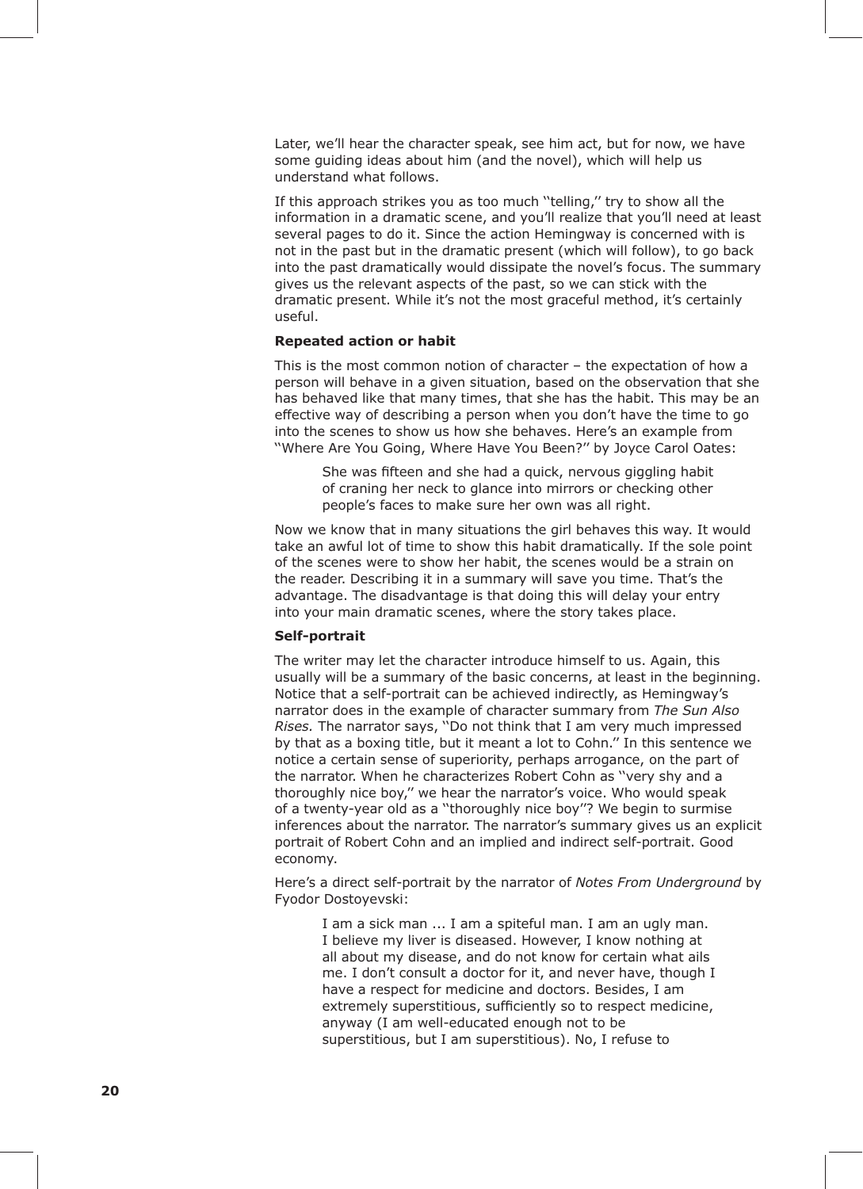Later, we'll hear the character speak, see him act, but for now, we have some guiding ideas about him (and the novel), which will help us understand what follows.

If this approach strikes you as too much ''telling,'' try to show all the information in a dramatic scene, and you'll realize that you'll need at least several pages to do it. Since the action Hemingway is concerned with is not in the past but in the dramatic present (which will follow), to go back into the past dramatically would dissipate the novel's focus. The summary gives us the relevant aspects of the past, so we can stick with the dramatic present. While it's not the most graceful method, it's certainly useful.

**Repeated action or habit**

This is the most common notion of character – the expectation of how a person will behave in a given situation, based on the observation that she has behaved like that many times, that she has the habit. This may be an effective way of describing a person when you don't have the time to go into the scenes to show us how she behaves. Here's an example from ''Where Are You Going, Where Have You Been?'' by Joyce Carol Oates:

> She was fifteen and she had a quick, nervous giggling habit of craning her neck to glance into mirrors or checking other people's faces to make sure her own was all right.

Now we know that in many situations the girl behaves this way. It would take an awful lot of time to show this habit dramatically. If the sole point of the scenes were to show her habit, the scenes would be a strain on the reader. Describing it in a summary will save you time. That's the advantage. The disadvantage is that doing this will delay your entry into your main dramatic scenes, where the story takes place.

**Self-portrait**

The writer may let the character introduce himself to us. Again, this usually will be a summary of the basic concerns, at least in the beginning. Notice that a self-portrait can be achieved indirectly, as Hemingway's narrator does in the example of character summary from *The Sun Also Rises.* The narrator says, ''Do not think that I am very much impressed by that as a boxing title, but it meant a lot to Cohn.'' In this sentence we notice a certain sense of superiority, perhaps arrogance, on the part of the narrator. When he characterizes Robert Cohn as ''very shy and a thoroughly nice boy,'' we hear the narrator's voice. Who would speak of a twenty-year old as a ''thoroughly nice boy''? We begin to surmise inferences about the narrator. The narrator's summary gives us an explicit portrait of Robert Cohn and an implied and indirect self-portrait. Good economy.

Here's a direct self-portrait by the narrator of *Notes From Underground* by Fyodor Dostoyevski:

> I am a sick man ... I am a spiteful man. I am an ugly man. I believe my liver is diseased. However, I know nothing at all about my disease, and do not know for certain what ails me. I don't consult a doctor for it, and never have, though I have a respect for medicine and doctors. Besides, I am extremely superstitious, sufficiently so to respect medicine, anyway (I am well-educated enough not to be superstitious, but I am superstitious). No, I refuse to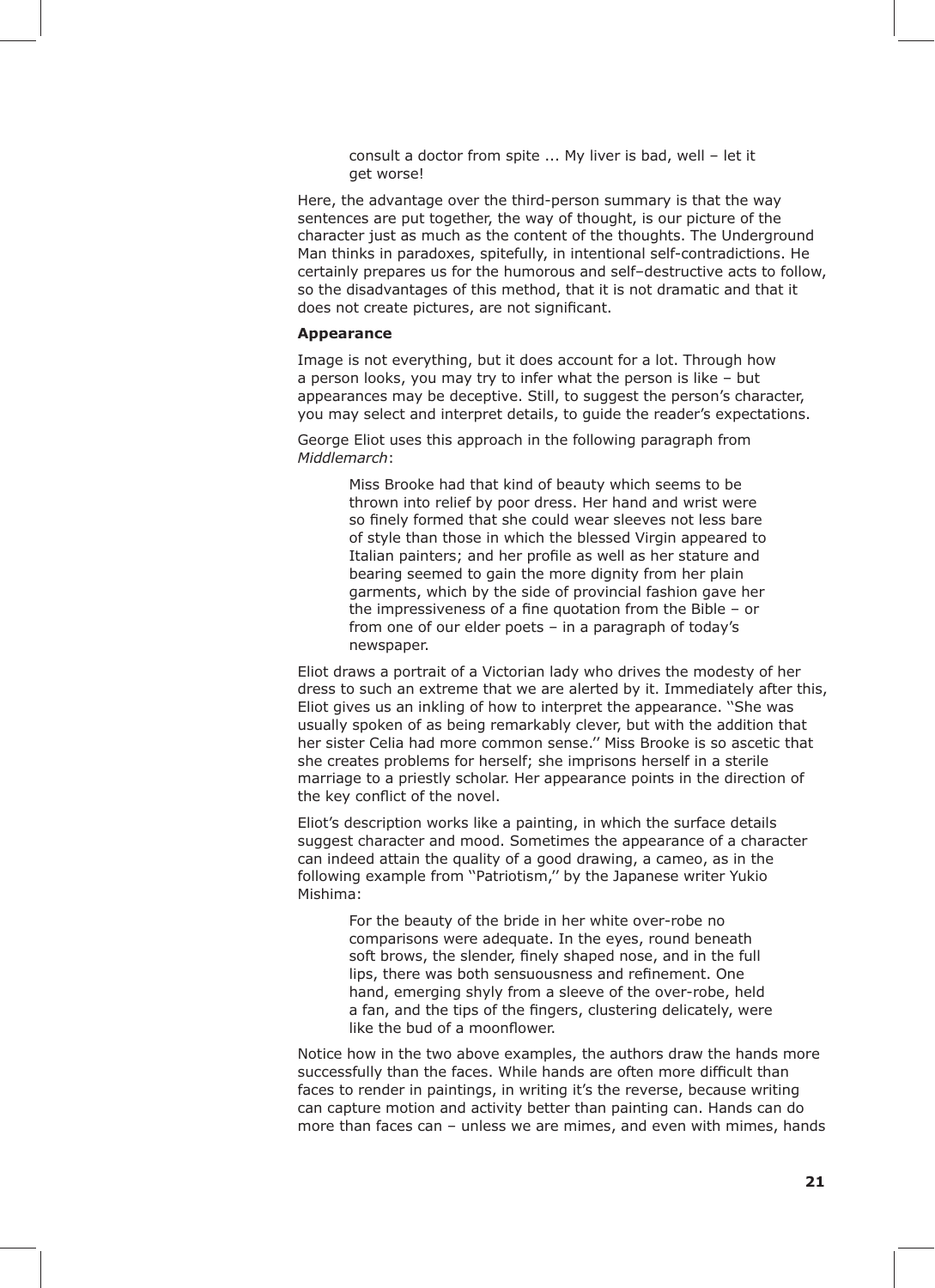> consult a doctor from spite ... My liver is bad, well – let it get worse!

Here, the advantage over the third-person summary is that the way sentences are put together, the way of thought, is our picture of the character just as much as the content of the thoughts. The Underground Man thinks in paradoxes, spitefully, in intentional self-contradictions. He certainly prepares us for the humorous and self–destructive acts to follow, so the disadvantages of this method, that it is not dramatic and that it does not create pictures, are not significant.

**Appearance**

Image is not everything, but it does account for a lot. Through how a person looks, you may try to infer what the person is like – but appearances may be deceptive. Still, to suggest the person's character, you may select and interpret details, to guide the reader's expectations.

George Eliot uses this approach in the following paragraph from *Middlemarch*:

> Miss Brooke had that kind of beauty which seems to be thrown into relief by poor dress. Her hand and wrist were so finely formed that she could wear sleeves not less bare of style than those in which the blessed Virgin appeared to Italian painters; and her profile as well as her stature and bearing seemed to gain the more dignity from her plain garments, which by the side of provincial fashion gave her the impressiveness of a fine quotation from the Bible – or from one of our elder poets – in a paragraph of today's newspaper.

Eliot draws a portrait of a Victorian lady who drives the modesty of her dress to such an extreme that we are alerted by it. Immediately after this, Eliot gives us an inkling of how to interpret the appearance. ''She was usually spoken of as being remarkably clever, but with the addition that her sister Celia had more common sense.'' Miss Brooke is so ascetic that she creates problems for herself; she imprisons herself in a sterile marriage to a priestly scholar. Her appearance points in the direction of the key conflict of the novel.

Eliot's description works like a painting, in which the surface details suggest character and mood. Sometimes the appearance of a character can indeed attain the quality of a good drawing, a cameo, as in the following example from ''Patriotism,'' by the Japanese writer Yukio Mishima:

> For the beauty of the bride in her white over-robe no comparisons were adequate. In the eyes, round beneath soft brows, the slender, finely shaped nose, and in the full lips, there was both sensuousness and refinement. One hand, emerging shyly from a sleeve of the over-robe, held a fan, and the tips of the fingers, clustering delicately, were like the bud of a moonflower.

Notice how in the two above examples, the authors draw the hands more successfully than the faces. While hands are often more difficult than faces to render in paintings, in writing it's the reverse, because writing can capture motion and activity better than painting can. Hands can do more than faces can – unless we are mimes, and even with mimes, hands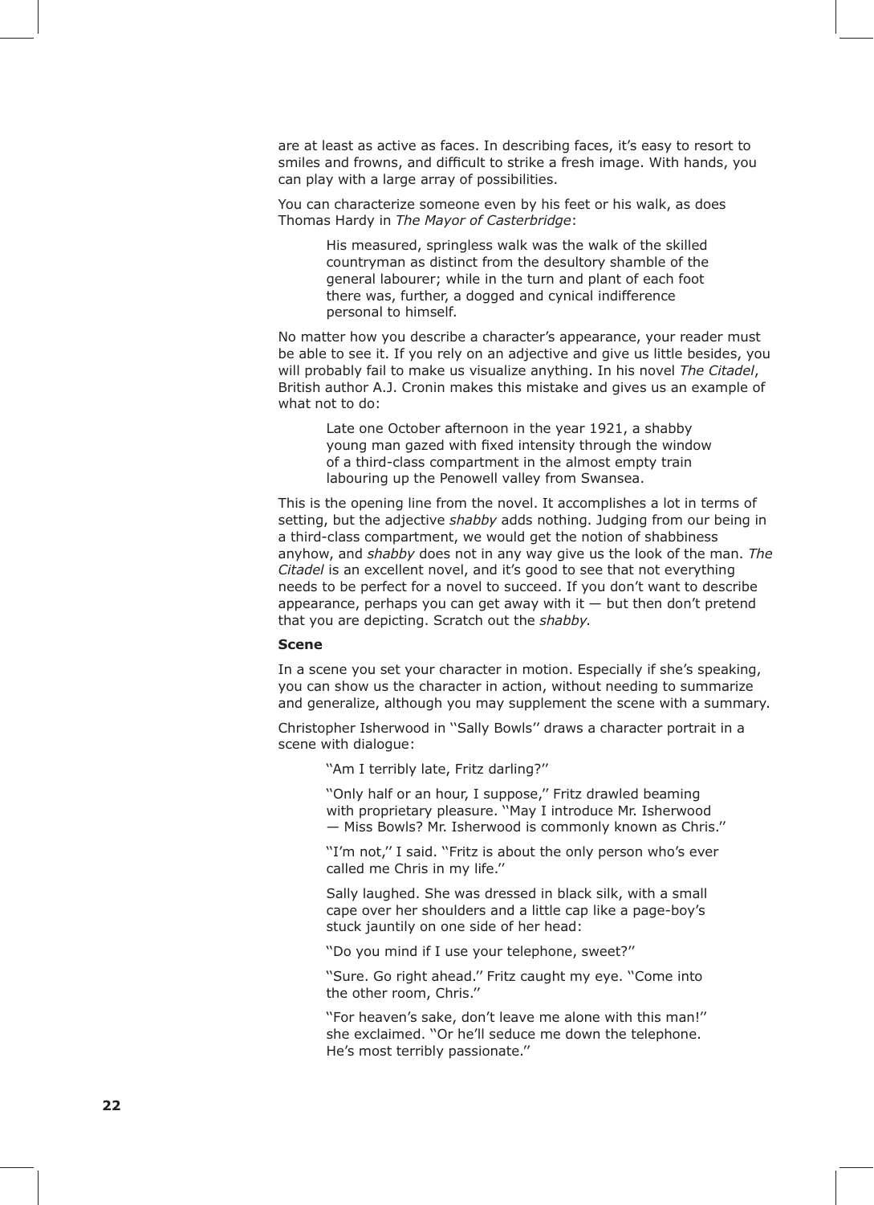are at least as active as faces. In describing faces, it's easy to resort to smiles and frowns, and difficult to strike a fresh image. With hands, you can play with a large array of possibilities.

You can characterize someone even by his feet or his walk, as does Thomas Hardy in *The Mayor of Casterbridge*:

> His measured, springless walk was the walk of the skilled countryman as distinct from the desultory shamble of the general labourer; while in the turn and plant of each foot there was, further, a dogged and cynical indifference personal to himself.

No matter how you describe a character's appearance, your reader must be able to see it. If you rely on an adjective and give us little besides, you will probably fail to make us visualize anything. In his novel *The Citadel*, British author A.J. Cronin makes this mistake and gives us an example of what not to do:

> Late one October afternoon in the year 1921, a shabby young man gazed with fixed intensity through the window of a third-class compartment in the almost empty train labouring up the Penowell valley from Swansea.

This is the opening line from the novel. It accomplishes a lot in terms of setting, but the adjective *shabby* adds nothing. Judging from our being in a third-class compartment, we would get the notion of shabbiness anyhow, and *shabby* does not in any way give us the look of the man. *The Citadel* is an excellent novel, and it's good to see that not everything needs to be perfect for a novel to succeed. If you don't want to describe appearance, perhaps you can get away with it — but then don't pretend that you are depicting. Scratch out the *shabby*.

**Scene**

In a scene you set your character in motion. Especially if she's speaking, you can show us the character in action, without needing to summarize and generalize, although you may supplement the scene with a summary.

Christopher Isherwood in "Sally Bowls" draws a character portrait in a scene with dialogue:

> "Am I terribly late, Fritz darling?"
>
> "Only half or an hour, I suppose," Fritz drawled beaming with proprietary pleasure. "May I introduce Mr. Isherwood — Miss Bowls? Mr. Isherwood is commonly known as Chris."
>
> "I'm not," I said. "Fritz is about the only person who's ever called me Chris in my life."
>
> Sally laughed. She was dressed in black silk, with a small cape over her shoulders and a little cap like a page-boy's stuck jauntily on one side of her head:
>
> "Do you mind if I use your telephone, sweet?"
>
> "Sure. Go right ahead." Fritz caught my eye. "Come into the other room, Chris."
>
> "For heaven's sake, don't leave me alone with this man!" she exclaimed. "Or he'll seduce me down the telephone. He's most terribly passionate."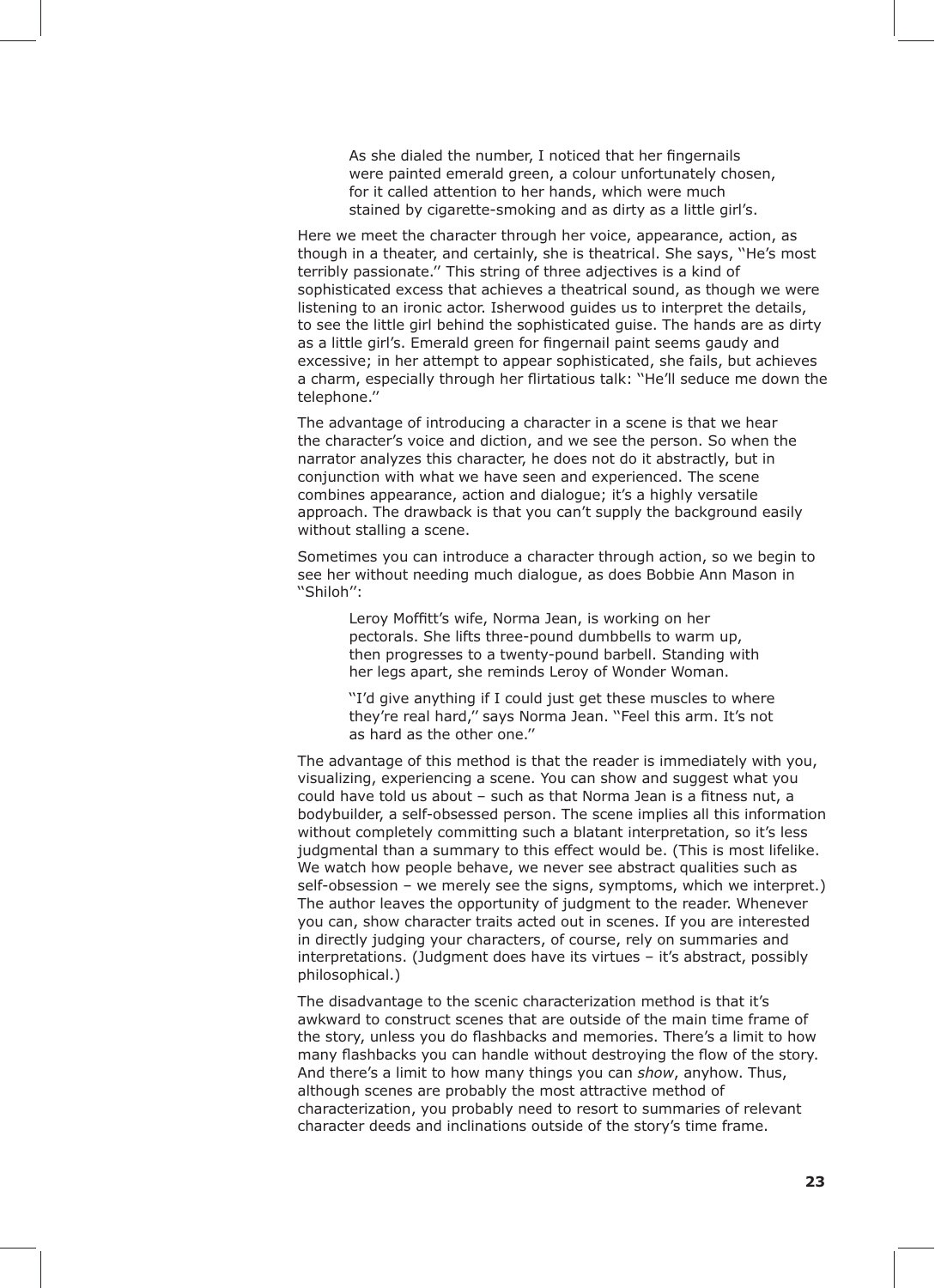> As she dialed the number, I noticed that her fingernails were painted emerald green, a colour unfortunately chosen, for it called attention to her hands, which were much stained by cigarette-smoking and as dirty as a little girl's.

Here we meet the character through her voice, appearance, action, as though in a theater, and certainly, she is theatrical. She says, "He's most terribly passionate." This string of three adjectives is a kind of sophisticated excess that achieves a theatrical sound, as though we were listening to an ironic actor. Isherwood guides us to interpret the details, to see the little girl behind the sophisticated guise. The hands are as dirty as a little girl's. Emerald green for fingernail paint seems gaudy and excessive; in her attempt to appear sophisticated, she fails, but achieves a charm, especially through her flirtatious talk: "He'll seduce me down the telephone."

The advantage of introducing a character in a scene is that we hear the character's voice and diction, and we see the person. So when the narrator analyzes this character, he does not do it abstractly, but in conjunction with what we have seen and experienced. The scene combines appearance, action and dialogue; it's a highly versatile approach. The drawback is that you can't supply the background easily without stalling a scene.

Sometimes you can introduce a character through action, so we begin to see her without needing much dialogue, as does Bobbie Ann Mason in "Shiloh":

> Leroy Moffitt's wife, Norma Jean, is working on her pectorals. She lifts three-pound dumbbells to warm up, then progresses to a twenty-pound barbell. Standing with her legs apart, she reminds Leroy of Wonder Woman.
>
> "I'd give anything if I could just get these muscles to where they're real hard," says Norma Jean. "Feel this arm. It's not as hard as the other one."

The advantage of this method is that the reader is immediately with you, visualizing, experiencing a scene. You can show and suggest what you could have told us about – such as that Norma Jean is a fitness nut, a bodybuilder, a self-obsessed person. The scene implies all this information without completely committing such a blatant interpretation, so it's less judgmental than a summary to this effect would be. (This is most lifelike. We watch how people behave, we never see abstract qualities such as self-obsession – we merely see the signs, symptoms, which we interpret.) The author leaves the opportunity of judgment to the reader. Whenever you can, show character traits acted out in scenes. If you are interested in directly judging your characters, of course, rely on summaries and interpretations. (Judgment does have its virtues – it's abstract, possibly philosophical.)

The disadvantage to the scenic characterization method is that it's awkward to construct scenes that are outside of the main time frame of the story, unless you do flashbacks and memories. There's a limit to how many flashbacks you can handle without destroying the flow of the story. And there's a limit to how many things you can *show*, anyhow. Thus, although scenes are probably the most attractive method of characterization, you probably need to resort to summaries of relevant character deeds and inclinations outside of the story's time frame.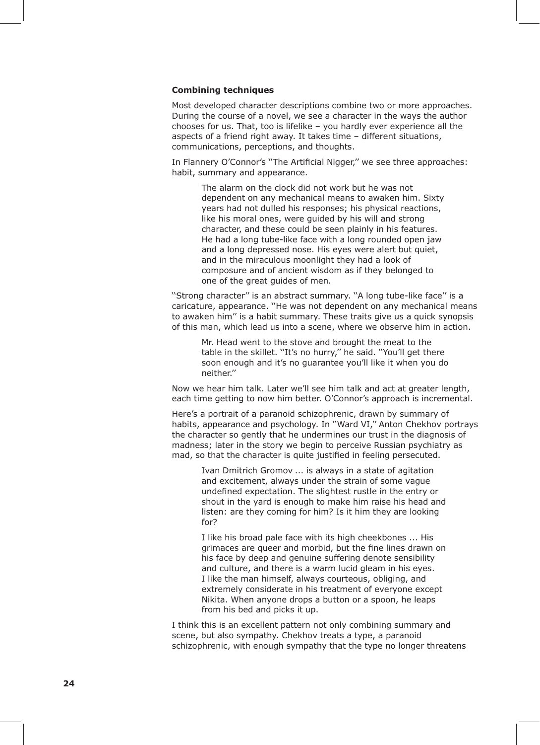### Combining techniques

Most developed character descriptions combine two or more approaches. During the course of a novel, we see a character in the ways the author chooses for us. That, too is lifelike – you hardly ever experience all the aspects of a friend right away. It takes time – different situations, communications, perceptions, and thoughts.

In Flannery O'Connor's ''The Artificial Nigger,'' we see three approaches: habit, summary and appearance.

> The alarm on the clock did not work but he was not dependent on any mechanical means to awaken him. Sixty years had not dulled his responses; his physical reactions, like his moral ones, were guided by his will and strong character, and these could be seen plainly in his features. He had a long tube-like face with a long rounded open jaw and a long depressed nose. His eyes were alert but quiet, and in the miraculous moonlight they had a look of composure and of ancient wisdom as if they belonged to one of the great guides of men.

''Strong character'' is an abstract summary. ''A long tube-like face'' is a caricature, appearance. ''He was not dependent on any mechanical means to awaken him'' is a habit summary. These traits give us a quick synopsis of this man, which lead us into a scene, where we observe him in action.

> Mr. Head went to the stove and brought the meat to the table in the skillet. ''It's no hurry,'' he said. ''You'll get there soon enough and it's no guarantee you'll like it when you do neither.''

Now we hear him talk. Later we'll see him talk and act at greater length, each time getting to now him better. O'Connor's approach is incremental.

Here's a portrait of a paranoid schizophrenic, drawn by summary of habits, appearance and psychology. In ''Ward VI,'' Anton Chekhov portrays the character so gently that he undermines our trust in the diagnosis of madness; later in the story we begin to perceive Russian psychiatry as mad, so that the character is quite justified in feeling persecuted.

> Ivan Dmitrich Gromov ... is always in a state of agitation and excitement, always under the strain of some vague undefined expectation. The slightest rustle in the entry or shout in the yard is enough to make him raise his head and listen: are they coming for him? Is it him they are looking for?
>
> I like his broad pale face with its high cheekbones ... His grimaces are queer and morbid, but the fine lines drawn on his face by deep and genuine suffering denote sensibility and culture, and there is a warm lucid gleam in his eyes. I like the man himself, always courteous, obliging, and extremely considerate in his treatment of everyone except Nikita. When anyone drops a button or a spoon, he leaps from his bed and picks it up.

I think this is an excellent pattern not only combining summary and scene, but also sympathy. Chekhov treats a type, a paranoid schizophrenic, with enough sympathy that the type no longer threatens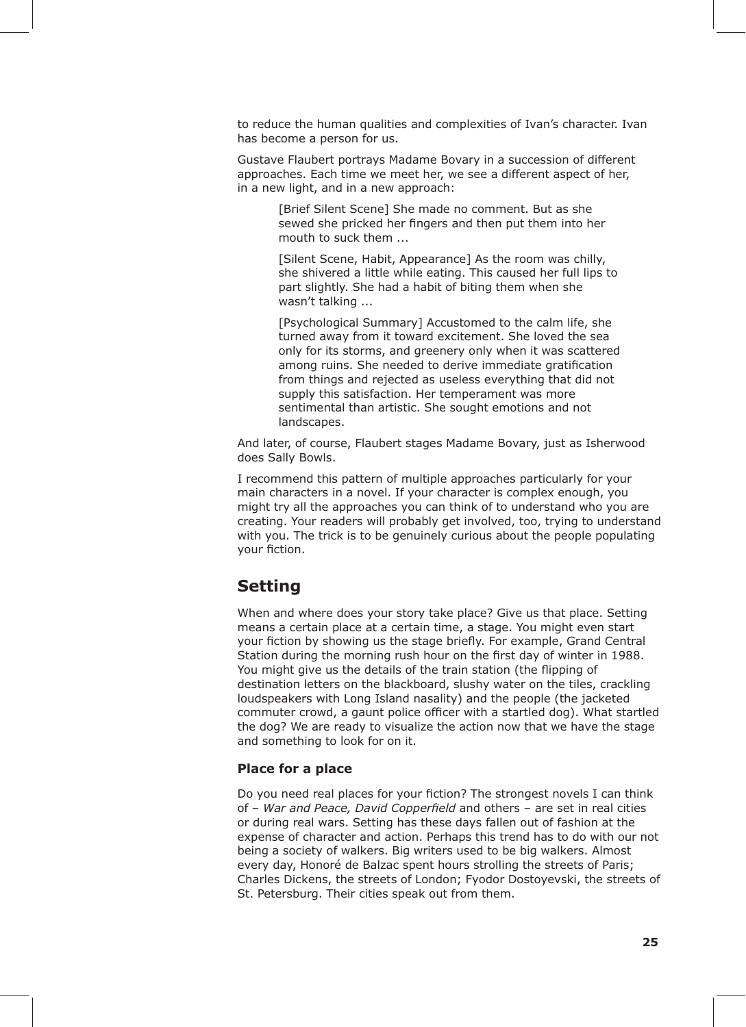to reduce the human qualities and complexities of Ivan's character. Ivan has become a person for us.

Gustave Flaubert portrays Madame Bovary in a succession of different approaches. Each time we meet her, we see a different aspect of her, in a new light, and in a new approach:

> [Brief Silent Scene] She made no comment. But as she sewed she pricked her fingers and then put them into her mouth to suck them ...
>
> [Silent Scene, Habit, Appearance] As the room was chilly, she shivered a little while eating. This caused her full lips to part slightly. She had a habit of biting them when she wasn't talking ...
>
> [Psychological Summary] Accustomed to the calm life, she turned away from it toward excitement. She loved the sea only for its storms, and greenery only when it was scattered among ruins. She needed to derive immediate gratification from things and rejected as useless everything that did not supply this satisfaction. Her temperament was more sentimental than artistic. She sought emotions and not landscapes.

And later, of course, Flaubert stages Madame Bovary, just as Isherwood does Sally Bowls.

I recommend this pattern of multiple approaches particularly for your main characters in a novel. If your character is complex enough, you might try all the approaches you can think of to understand who you are creating. Your readers will probably get involved, too, trying to understand with you. The trick is to be genuinely curious about the people populating your fiction.

## Setting

When and where does your story take place? Give us that place. Setting means a certain place at a certain time, a stage. You might even start your fiction by showing us the stage briefly. For example, Grand Central Station during the morning rush hour on the first day of winter in 1988. You might give us the details of the train station (the flipping of destination letters on the blackboard, slushy water on the tiles, crackling loudspeakers with Long Island nasality) and the people (the jacketed commuter crowd, a gaunt police officer with a startled dog). What startled the dog? We are ready to visualize the action now that we have the stage and something to look for on it.

### Place for a place

Do you need real places for your fiction? The strongest novels I can think of – *War and Peace, David Copperfield* and others – are set in real cities or during real wars. Setting has these days fallen out of fashion at the expense of character and action. Perhaps this trend has to do with our not being a society of walkers. Big writers used to be big walkers. Almost every day, Honoré de Balzac spent hours strolling the streets of Paris; Charles Dickens, the streets of London; Fyodor Dostoyevski, the streets of St. Petersburg. Their cities speak out from them.